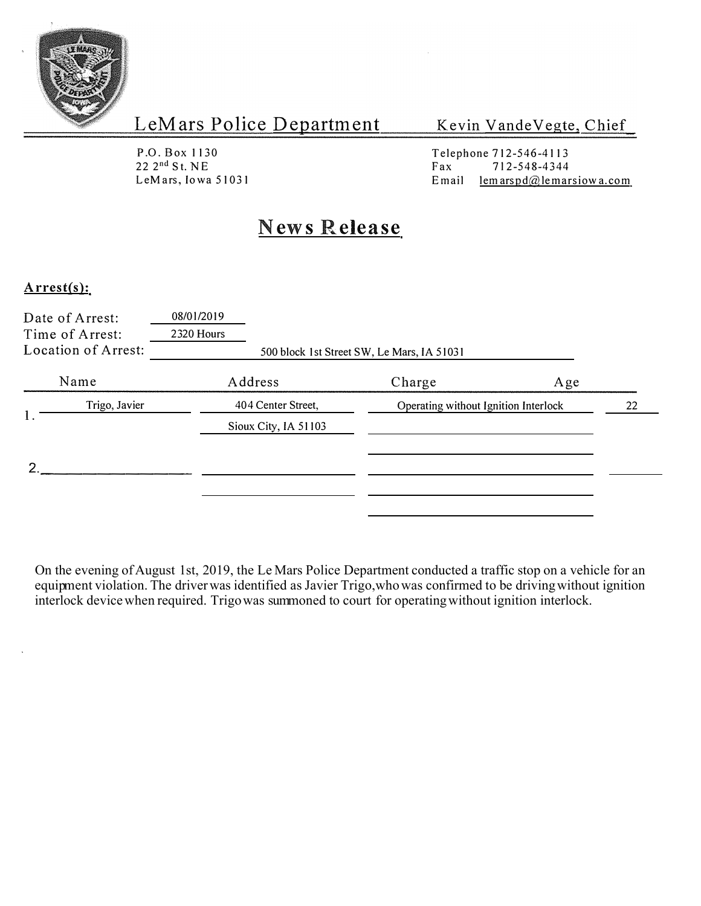# LeMars Police Department

Kevin VandeVegte, Chief

P.O. Box 1130
22 2nd St. NE
LeMars, Iowa 51031

Telephone 712-546-4113
Fax 712-548-4344
Email lemarspd@lemarsiowa.com

## News Release

**Arrest(s):**

Date of Arrest: 08/01/2019
Time of Arrest: 2320 Hours
Location of Arrest: 500 block 1st Street SW, Le Mars, IA 51031

| | Name | Address | Charge | Age |
|---|---|---|---|---|
| 1. | Trigo, Javier | 404 Center Street, Sioux City, IA 51103 | Operating without Ignition Interlock | 22 |
| 2. | | | | |

On the evening of August 1st, 2019, the Le Mars Police Department conducted a traffic stop on a vehicle for an equipment violation. The driver was identified as Javier Trigo, who was confirmed to be driving without ignition interlock device when required. Trigo was summoned to court for operating without ignition interlock.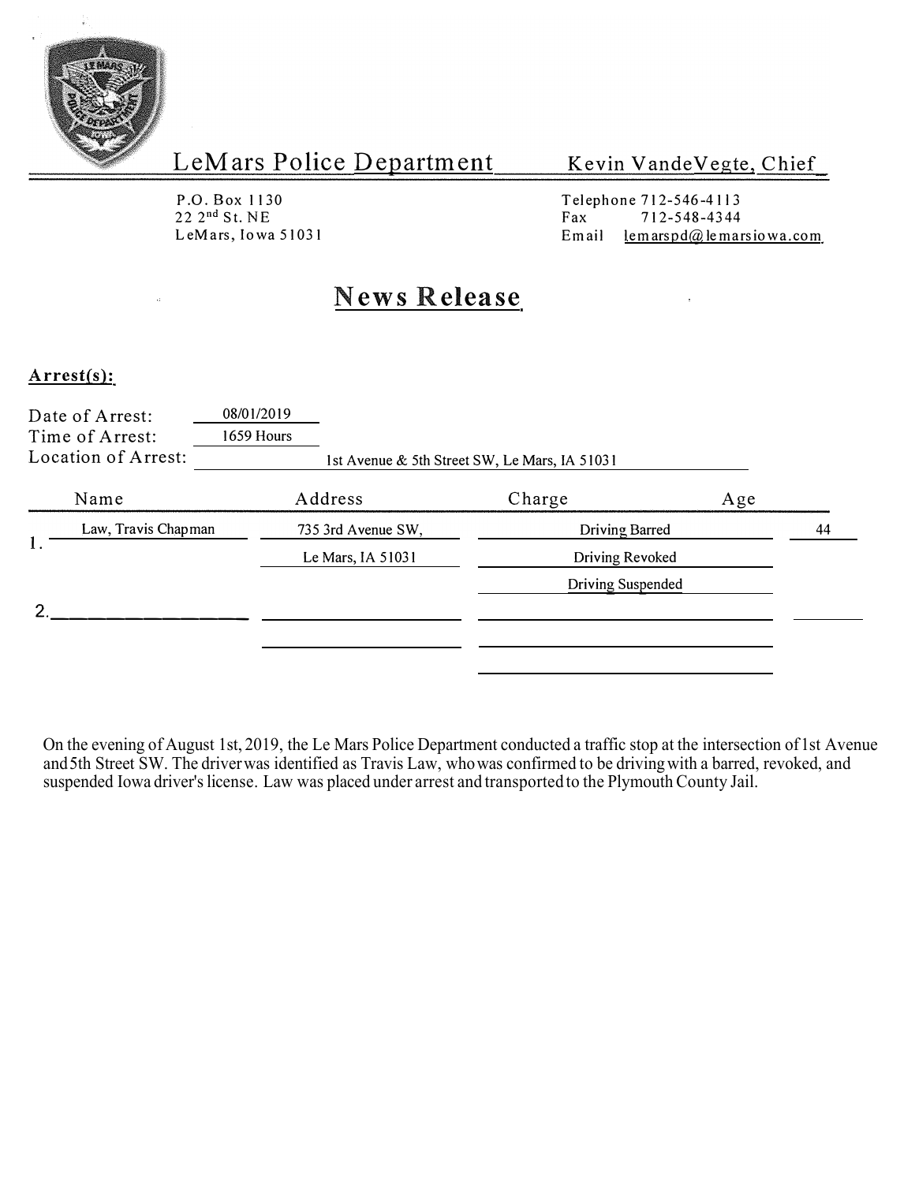# LeMars Police Department

Kevin VandeVegte, Chief

P.O. Box 1130
22 2nd St. NE
LeMars, Iowa 51031

Telephone 712-546-4113
Fax 712-548-4344
Email lemarspd@lemarsiowa.com

## News Release

**Arrest(s):**

Date of Arrest: 08/01/2019
Time of Arrest: 1659 Hours
Location of Arrest: 1st Avenue & 5th Street SW, Le Mars, IA 51031

| | Name | Address | Charge | Age |
|---|---|---|---|---|
| 1. | Law, Travis Chapman | 735 3rd Avenue SW, | Driving Barred | 44 |
| | | Le Mars, IA 51031 | Driving Revoked | |
| | | | Driving Suspended | |
| 2. | | | | |

On the evening of August 1st, 2019, the Le Mars Police Department conducted a traffic stop at the intersection of 1st Avenue and 5th Street SW. The driver was identified as Travis Law, who was confirmed to be driving with a barred, revoked, and suspended Iowa driver's license. Law was placed under arrest and transported to the Plymouth County Jail.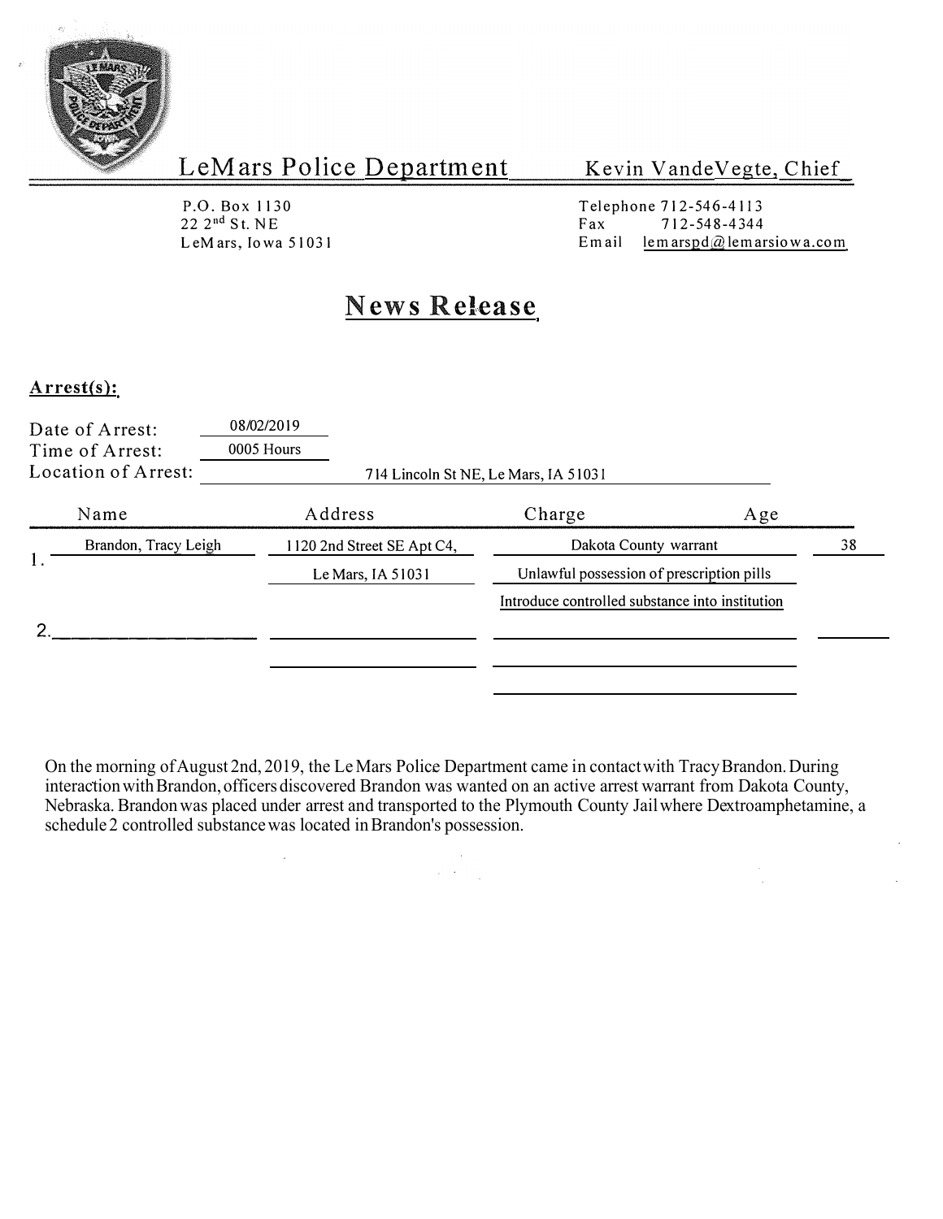# LeMars Police Department

Kevin VandeVegte, Chief

P.O. Box 1130
22 2nd St. NE
LeMars, Iowa 51031

Telephone 712-546-4113
Fax 712-548-4344
Email lemarspd@lemarsiowa.com

## News Release

**Arrest(s):**

Date of Arrest: 08/02/2019
Time of Arrest: 0005 Hours
Location of Arrest: 714 Lincoln St NE, Le Mars, IA 51031

| | Name | Address | Charge | Age |
|---|---|---|---|---|
| 1. | Brandon, Tracy Leigh | 1120 2nd Street SE Apt C4, Le Mars, IA 51031 | Dakota County warrant | 38 |
| | | | Unlawful possession of prescription pills | |
| | | | Introduce controlled substance into institution | |
| 2. | | | | |

On the morning of August 2nd, 2019, the Le Mars Police Department came in contact with Tracy Brandon. During interaction with Brandon, officers discovered Brandon was wanted on an active arrest warrant from Dakota County, Nebraska. Brandon was placed under arrest and transported to the Plymouth County Jail where Dextroamphetamine, a schedule 2 controlled substance was located in Brandon's possession.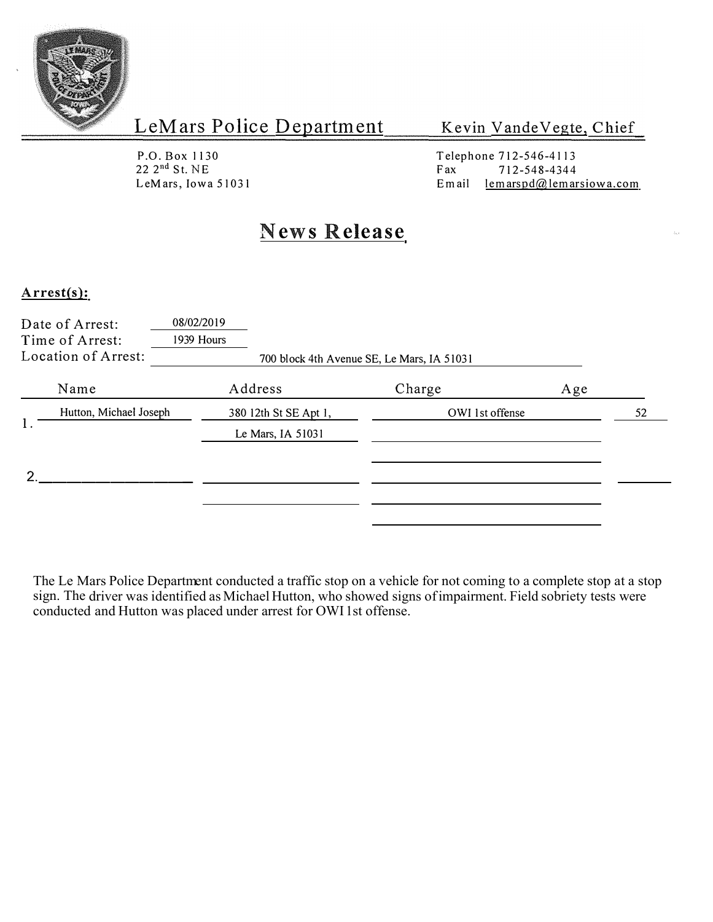# LeMars Police Department

Kevin VandeVegte, Chief

P.O. Box 1130
22 2nd St. NE
LeMars, Iowa 51031

Telephone 712-546-4113
Fax 712-548-4344
Email lemarspd@lemarsiowa.com

## News Release

**Arrest(s):**

Date of Arrest: 08/02/2019
Time of Arrest: 1939 Hours
Location of Arrest: 700 block 4th Avenue SE, Le Mars, IA 51031

| | Name | Address | Charge | Age |
|---|---|---|---|---|
| 1. | Hutton, Michael Joseph | 380 12th St SE Apt 1, Le Mars, IA 51031 | OWI 1st offense | 52 |
| 2. | | | | |

The Le Mars Police Department conducted a traffic stop on a vehicle for not coming to a complete stop at a stop sign. The driver was identified as Michael Hutton, who showed signs of impairment. Field sobriety tests were conducted and Hutton was placed under arrest for OWI 1st offense.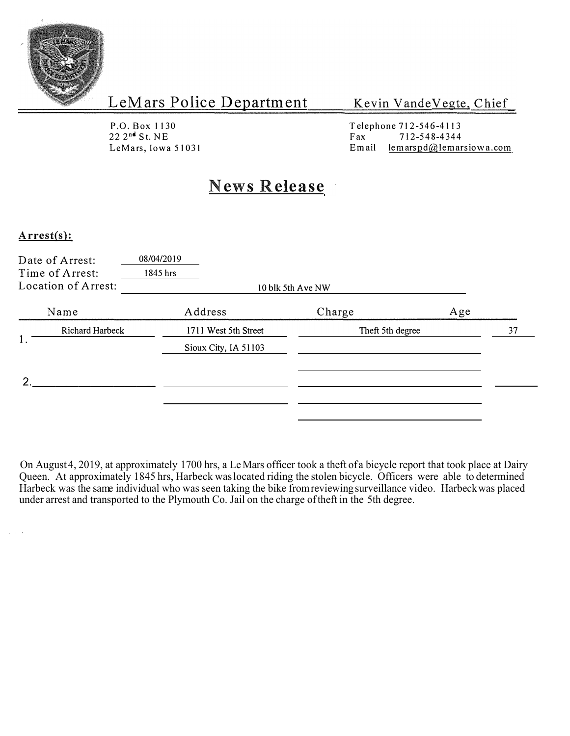LeMars Police Department — Kevin VandeVegte, Chief

P.O. Box 1130
22 2nd St. NE
LeMars, Iowa 51031

Telephone 712-546-4113
Fax 712-548-4344
Email lemarspd@lemarsiowa.com

# News Release

**Arrest(s):**

Date of Arrest: 08/04/2019
Time of Arrest: 1845 hrs
Location of Arrest: 10 blk 5th Ave NW

| | Name | Address | Charge | Age |
|---|---|---|---|---|
| 1. | Richard Harbeck | 1711 West 5th Street, Sioux City, IA 51103 | Theft 5th degree | 37 |
| 2. | | | | |

On August 4, 2019, at approximately 1700 hrs, a Le Mars officer took a theft of a bicycle report that took place at Dairy Queen. At approximately 1845 hrs, Harbeck was located riding the stolen bicycle. Officers were able to determined Harbeck was the same individual who was seen taking the bike from reviewing surveillance video. Harbeck was placed under arrest and transported to the Plymouth Co. Jail on the charge of theft in the 5th degree.